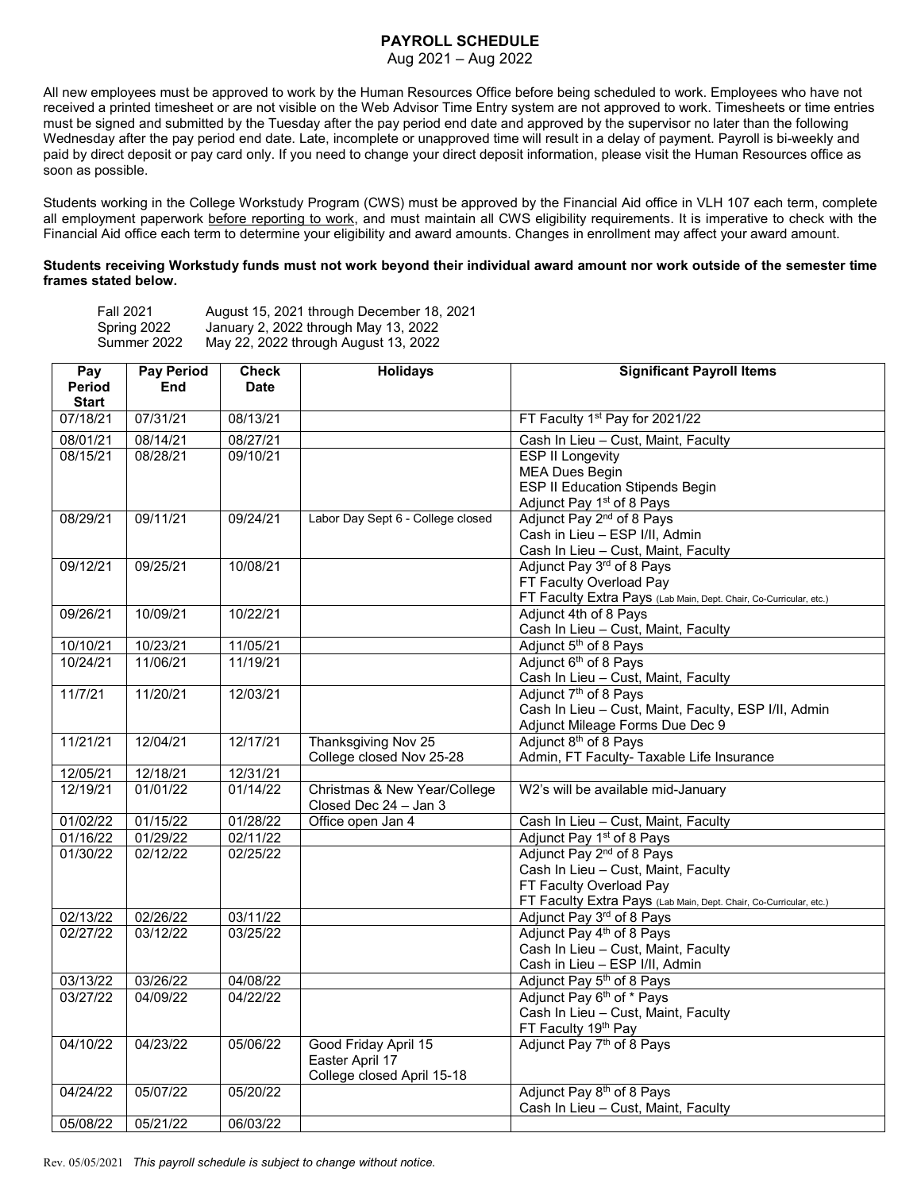# PAYROLL SCHEDULE

Aug 2021 – Aug 2022

All new employees must be approved to work by the Human Resources Office before being scheduled to work. Employees who have not received a printed timesheet or are not visible on the Web Advisor Time Entry system are not approved to work. Timesheets or time entries must be signed and submitted by the Tuesday after the pay period end date and approved by the supervisor no later than the following Wednesday after the pay period end date. Late, incomplete or unapproved time will result in a delay of payment. Payroll is bi-weekly and paid by direct deposit or pay card only. If you need to change your direct deposit information, please visit the Human Resources office as soon as possible.

Students working in the College Workstudy Program (CWS) must be approved by the Financial Aid office in VLH 107 each term, complete all employment paperwork before reporting to work, and must maintain all CWS eligibility requirements. It is imperative to check with the Financial Aid office each term to determine your eligibility and award amounts. Changes in enrollment may affect your award amount.

**Students receiving Workstudy funds must not work beyond their individual award amount nor work outside of the semester time frames stated below.**

| | |
|---|---|
| Fall 2021 | August 15, 2021 through December 18, 2021 |
| Spring 2022 | January 2, 2022 through May 13, 2022 |
| Summer 2022 | May 22, 2022 through August 13, 2022 |

| Pay Period Start | Pay Period End | Check Date | Holidays | Significant Payroll Items |
|---|---|---|---|---|
| 07/18/21 | 07/31/21 | 08/13/21 | | FT Faculty 1st Pay for 2021/22 |
| 08/01/21 | 08/14/21 | 08/27/21 | | Cash In Lieu – Cust, Maint, Faculty |
| 08/15/21 | 08/28/21 | 09/10/21 | | ESP II Longevity<br>MEA Dues Begin<br>ESP II Education Stipends Begin<br>Adjunct Pay 1st of 8 Pays |
| 08/29/21 | 09/11/21 | 09/24/21 | Labor Day Sept 6 - College closed | Adjunct Pay 2nd of 8 Pays<br>Cash in Lieu – ESP I/II, Admin<br>Cash In Lieu – Cust, Maint, Faculty |
| 09/12/21 | 09/25/21 | 10/08/21 | | Adjunct Pay 3rd of 8 Pays<br>FT Faculty Overload Pay<br>FT Faculty Extra Pays (Lab Main, Dept. Chair, Co-Curricular, etc.) |
| 09/26/21 | 10/09/21 | 10/22/21 | | Adjunct 4th of 8 Pays<br>Cash In Lieu – Cust, Maint, Faculty |
| 10/10/21 | 10/23/21 | 11/05/21 | | Adjunct 5th of 8 Pays |
| 10/24/21 | 11/06/21 | 11/19/21 | | Adjunct 6th of 8 Pays<br>Cash In Lieu – Cust, Maint, Faculty |
| 11/7/21 | 11/20/21 | 12/03/21 | | Adjunct 7th of 8 Pays<br>Cash In Lieu – Cust, Maint, Faculty, ESP I/II, Admin<br>Adjunct Mileage Forms Due Dec 9 |
| 11/21/21 | 12/04/21 | 12/17/21 | Thanksgiving Nov 25<br>College closed Nov 25-28 | Adjunct 8th of 8 Pays<br>Admin, FT Faculty- Taxable Life Insurance |
| 12/05/21 | 12/18/21 | 12/31/21 | | |
| 12/19/21 | 01/01/22 | 01/14/22 | Christmas & New Year/College Closed Dec 24 – Jan 3 | W2's will be available mid-January |
| 01/02/22 | 01/15/22 | 01/28/22 | Office open Jan 4 | Cash In Lieu – Cust, Maint, Faculty |
| 01/16/22 | 01/29/22 | 02/11/22 | | Adjunct Pay 1st of 8 Pays |
| 01/30/22 | 02/12/22 | 02/25/22 | | Adjunct Pay 2nd of 8 Pays<br>Cash In Lieu – Cust, Maint, Faculty<br>FT Faculty Overload Pay<br>FT Faculty Extra Pays (Lab Main, Dept. Chair, Co-Curricular, etc.) |
| 02/13/22 | 02/26/22 | 03/11/22 | | Adjunct Pay 3rd of 8 Pays |
| 02/27/22 | 03/12/22 | 03/25/22 | | Adjunct Pay 4th of 8 Pays<br>Cash In Lieu – Cust, Maint, Faculty<br>Cash in Lieu – ESP I/II, Admin |
| 03/13/22 | 03/26/22 | 04/08/22 | | Adjunct Pay 5th of 8 Pays |
| 03/27/22 | 04/09/22 | 04/22/22 | | Adjunct Pay 6th of * Pays<br>Cash In Lieu – Cust, Maint, Faculty<br>FT Faculty 19th Pay |
| 04/10/22 | 04/23/22 | 05/06/22 | Good Friday April 15<br>Easter April 17<br>College closed April 15-18 | Adjunct Pay 7th of 8 Pays |
| 04/24/22 | 05/07/22 | 05/20/22 | | Adjunct Pay 8th of 8 Pays<br>Cash In Lieu – Cust, Maint, Faculty |
| 05/08/22 | 05/21/22 | 06/03/22 | | |

Rev. 05/05/2021 *This payroll schedule is subject to change without notice.*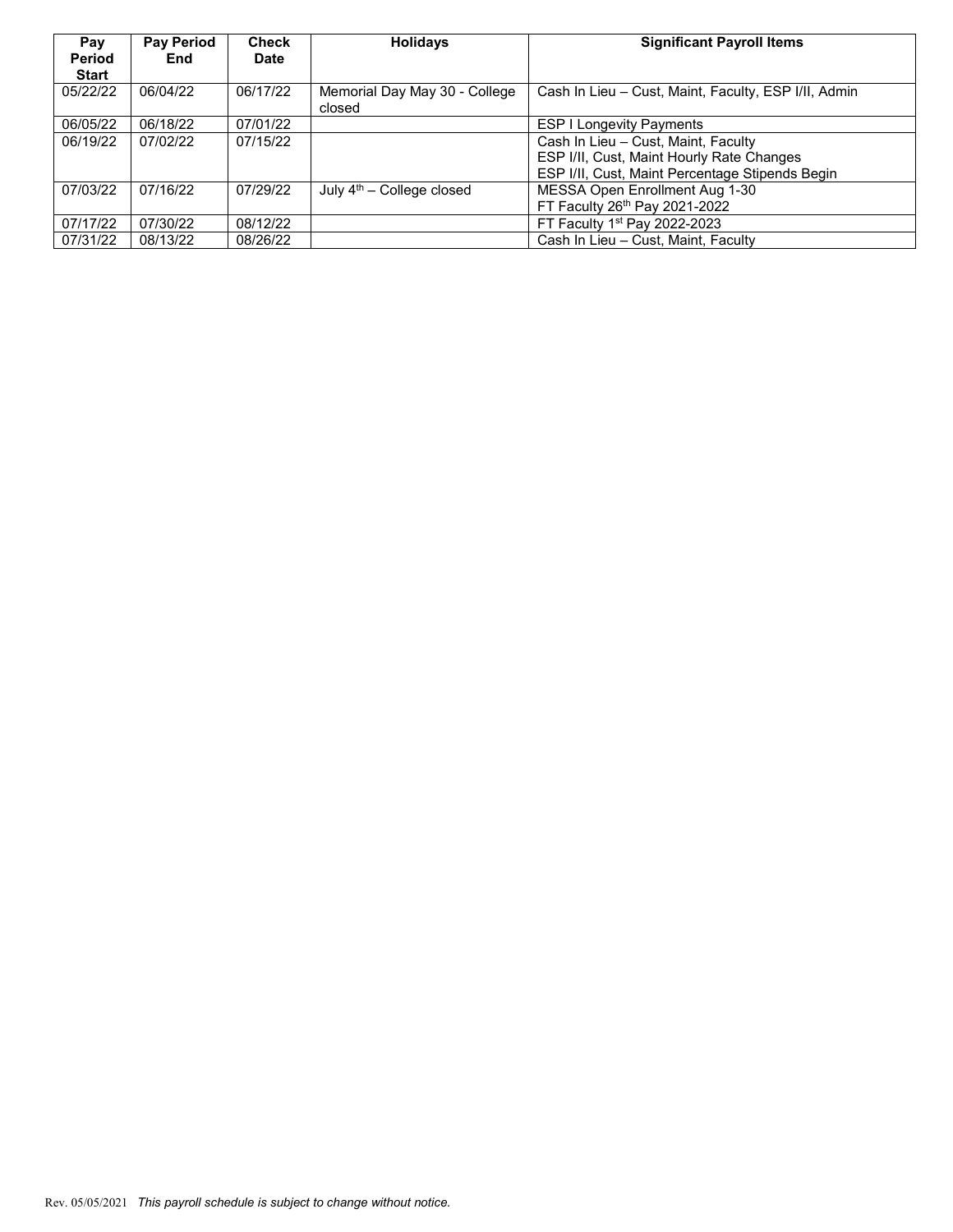| Pay Period Start | Pay Period End | Check Date | Holidays | Significant Payroll Items |
|---|---|---|---|---|
| 05/22/22 | 06/04/22 | 06/17/22 | Memorial Day May 30 - College closed | Cash In Lieu – Cust, Maint, Faculty, ESP I/II, Admin |
| 06/05/22 | 06/18/22 | 07/01/22 | | ESP I Longevity Payments |
| 06/19/22 | 07/02/22 | 07/15/22 | | Cash In Lieu – Cust, Maint, Faculty<br>ESP I/II, Cust, Maint Hourly Rate Changes<br>ESP I/II, Cust, Maint Percentage Stipends Begin |
| 07/03/22 | 07/16/22 | 07/29/22 | July 4th – College closed | MESSA Open Enrollment Aug 1-30<br>FT Faculty 26th Pay 2021-2022 |
| 07/17/22 | 07/30/22 | 08/12/22 | | FT Faculty 1st Pay 2022-2023 |
| 07/31/22 | 08/13/22 | 08/26/22 | | Cash In Lieu – Cust, Maint, Faculty |

Rev. 05/05/2021 *This payroll schedule is subject to change without notice.*